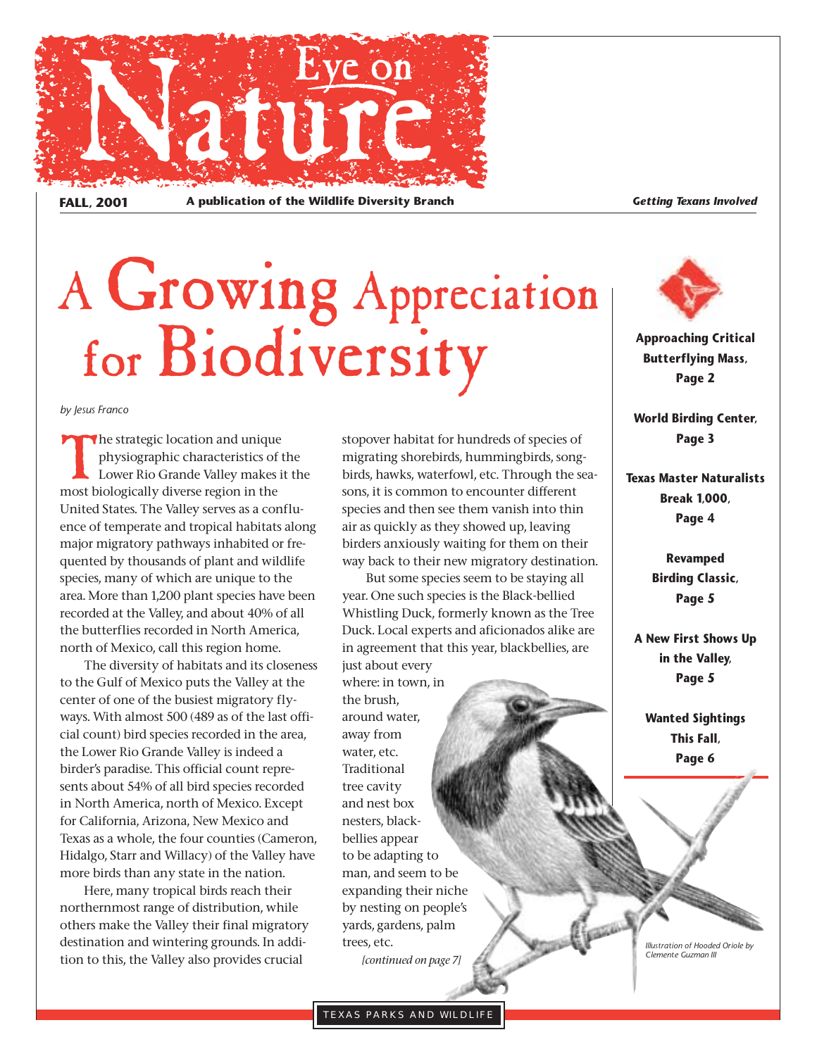# Eye on Nature

**FALL, 2001** | **A publication of the Wildlife Diversity Branch** | ***Getting Texans Involved***

**Approaching Critical Butterflying Mass, Page 2**

**World Birding Center, Page 3**

**Texas Master Naturalists Break 1,000, Page 4**

**Revamped Birding Classic, Page 5**

**A New First Shows Up in the Valley, Page 5**

**Wanted Sightings This Fall, Page 6**

# A Growing Appreciation for Biodiversity

*by Jesus Franco*

The strategic location and unique physiographic characteristics of the Lower Rio Grande Valley makes it the most biologically diverse region in the United States. The Valley serves as a confluence of temperate and tropical habitats along major migratory pathways inhabited or frequented by thousands of plant and wildlife species, many of which are unique to the area. More than 1,200 plant species have been recorded at the Valley, and about 40% of all the butterflies recorded in North America, north of Mexico, call this region home.

The diversity of habitats and its closeness to the Gulf of Mexico puts the Valley at the center of one of the busiest migratory flyways. With almost 500 (489 as of the last official count) bird species recorded in the area, the Lower Rio Grande Valley is indeed a birder's paradise. This official count represents about 54% of all bird species recorded in North America, north of Mexico. Except for California, Arizona, New Mexico and Texas as a whole, the four counties (Cameron, Hidalgo, Starr and Willacy) of the Valley have more birds than any state in the nation.

Here, many tropical birds reach their northernmost range of distribution, while others make the Valley their final migratory destination and wintering grounds. In addition to this, the Valley also provides crucial stopover habitat for hundreds of species of migrating shorebirds, hummingbirds, songbirds, hawks, waterfowl, etc. Through the seasons, it is common to encounter different species and then see them vanish into thin air as quickly as they showed up, leaving birders anxiously waiting for them on their way back to their new migratory destination.

But some species seem to be staying all year. One such species is the Black-bellied Whistling Duck, formerly known as the Tree Duck. Local experts and aficionados alike are in agreement that this year, blackbellies, are just about every where: in town, in the brush, around water, away from water, etc. Traditional tree cavity and nest box nesters, blackbellies appear to be adapting to man, and seem to be expanding their niche by nesting on people's yards, gardens, palm trees, etc.

*[continued on page 7]*

*Illustration of Hooded Oriole by Clemente Guzman III*

TEXAS PARKS AND WILDLIFE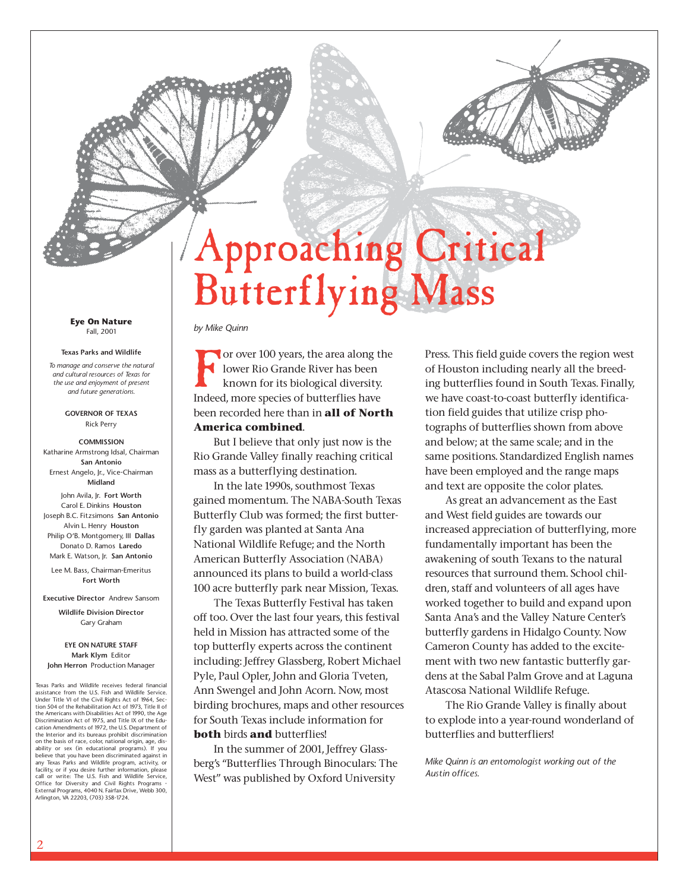# Approaching Critical Butterflying Mass

*by Mike Quinn*

For over 100 years, the area along the lower Rio Grande River has been known for its biological diversity. Indeed, more species of butterflies have been recorded here than in **all of North America combined**.

But I believe that only just now is the Rio Grande Valley finally reaching critical mass as a butterflying destination.

In the late 1990s, southmost Texas gained momentum. The NABA-South Texas Butterfly Club was formed; the first butterfly garden was planted at Santa Ana National Wildlife Refuge; and the North American Butterfly Association (NABA) announced its plans to build a world-class 100 acre butterfly park near Mission, Texas.

The Texas Butterfly Festival has taken off too. Over the last four years, this festival held in Mission has attracted some of the top butterfly experts across the continent including: Jeffrey Glassberg, Robert Michael Pyle, Paul Opler, John and Gloria Tveten, Ann Swengel and John Acorn. Now, most birding brochures, maps and other resources for South Texas include information for **both** birds **and** butterflies!

In the summer of 2001, Jeffrey Glassberg's "Butterflies Through Binoculars: The West" was published by Oxford University Press. This field guide covers the region west of Houston including nearly all the breeding butterflies found in South Texas. Finally, we have coast-to-coast butterfly identification field guides that utilize crisp photographs of butterflies shown from above and below; at the same scale; and in the same positions. Standardized English names have been employed and the range maps and text are opposite the color plates.

As great an advancement as the East and West field guides are towards our increased appreciation of butterflying, more fundamentally important has been the awakening of south Texans to the natural resources that surround them. School children, staff and volunteers of all ages have worked together to build and expand upon Santa Ana's and the Valley Nature Center's butterfly gardens in Hidalgo County. Now Cameron County has added to the excitement with two new fantastic butterfly gardens at the Sabal Palm Grove and at Laguna Atascosa National Wildlife Refuge.

The Rio Grande Valley is finally about to explode into a year-round wonderland of butterflies and butterfliers!

*Mike Quinn is an entomologist working out of the Austin offices.*

---

**Eye On Nature**
Fall, 2001

**Texas Parks and Wildlife**

*To manage and conserve the natural and cultural resources of Texas for the use and enjoyment of present and future generations.*

**GOVERNOR OF TEXAS**
Rick Perry

**COMMISSION**
Katharine Armstrong Idsal, Chairman **San Antonio**
Ernest Angelo, Jr., Vice-Chairman **Midland**
John Avila, Jr. **Fort Worth**
Carol E. Dinkins **Houston**
Joseph B.C. Fitzsimons **San Antonio**
Alvin L. Henry **Houston**
Philip O'B. Montgomery, III **Dallas**
Donato D. Ramos **Laredo**
Mark E. Watson, Jr. **San Antonio**
Lee M. Bass, Chairman-Emeritus **Fort Worth**

**Executive Director** Andrew Sansom

**Wildlife Division Director**
Gary Graham

**EYE ON NATURE STAFF**
**Mark Klym** Editor
**John Herron** Production Manager

Texas Parks and Wildlife receives federal financial assistance from the U.S. Fish and Wildlife Service. Under Title VI of the Civil Rights Act of 1964, Section 504 of the Rehabilitation Act of 1973, Title II of the Americans with Disabilities Act of 1990, the Age Discrimination Act of 1975, and Title IX of the Education Amendments of 1972, the U.S. Department of the Interior and its bureaus prohibit discrimination on the basis of race, color, national origin, age, disability or sex (in educational programs). If you believe that you have been discriminated against in any Texas Parks and Wildlife program, activity, or facility, or if you desire further information, please call or write: The U.S. Fish and Wildlife Service, Office for Diversity and Civil Rights Programs - External Programs, 4040 N. Fairfax Drive, Webb 300, Arlington, VA 22203, (703) 358-1724.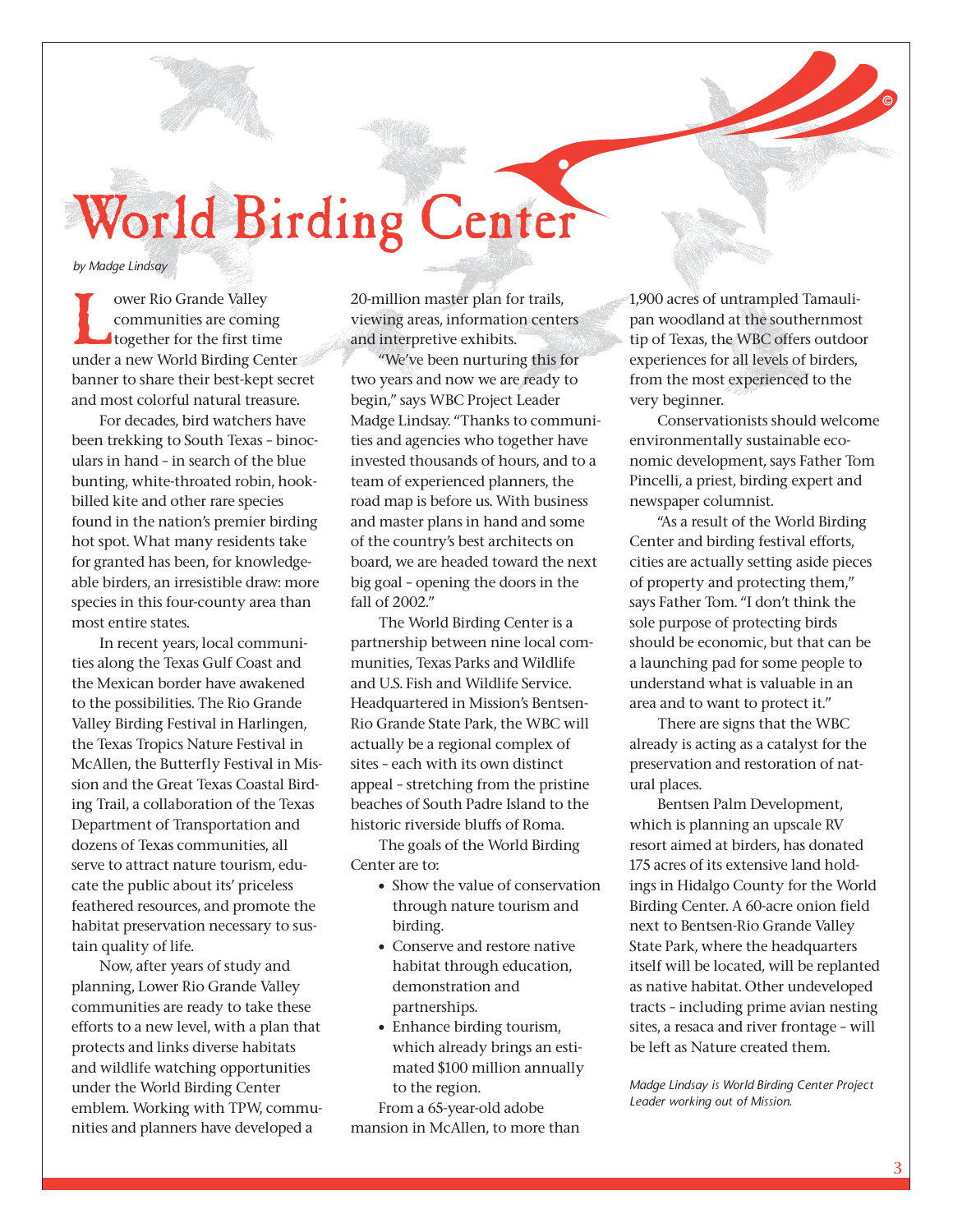# World Birding Center

*by Madge Lindsay*

Lower Rio Grande Valley communities are coming together for the first time under a new World Birding Center banner to share their best-kept secret and most colorful natural treasure.

For decades, bird watchers have been trekking to South Texas – binoculars in hand – in search of the blue bunting, white-throated robin, hook-billed kite and other rare species found in the nation's premier birding hot spot. What many residents take for granted has been, for knowledgeable birders, an irresistible draw: more species in this four-county area than most entire states.

In recent years, local communities along the Texas Gulf Coast and the Mexican border have awakened to the possibilities. The Rio Grande Valley Birding Festival in Harlingen, the Texas Tropics Nature Festival in McAllen, the Butterfly Festival in Mission and the Great Texas Coastal Birding Trail, a collaboration of the Texas Department of Transportation and dozens of Texas communities, all serve to attract nature tourism, educate the public about its' priceless feathered resources, and promote the habitat preservation necessary to sustain quality of life.

Now, after years of study and planning, Lower Rio Grande Valley communities are ready to take these efforts to a new level, with a plan that protects and links diverse habitats and wildlife watching opportunities under the World Birding Center emblem. Working with TPW, communities and planners have developed a 20-million master plan for trails, viewing areas, information centers and interpretive exhibits.

"We've been nurturing this for two years and now we are ready to begin," says WBC Project Leader Madge Lindsay. "Thanks to communities and agencies who together have invested thousands of hours, and to a team of experienced planners, the road map is before us. With business and master plans in hand and some of the country's best architects on board, we are headed toward the next big goal – opening the doors in the fall of 2002."

The World Birding Center is a partnership between nine local communities, Texas Parks and Wildlife and U.S. Fish and Wildlife Service. Headquartered in Mission's Bentsen-Rio Grande State Park, the WBC will actually be a regional complex of sites – each with its own distinct appeal – stretching from the pristine beaches of South Padre Island to the historic riverside bluffs of Roma.

The goals of the World Birding Center are to:

- Show the value of conservation through nature tourism and birding.
- Conserve and restore native habitat through education, demonstration and partnerships.
- Enhance birding tourism, which already brings an estimated $100 million annually to the region.

From a 65-year-old adobe mansion in McAllen, to more than 1,900 acres of untrampled Tamaulipan woodland at the southernmost tip of Texas, the WBC offers outdoor experiences for all levels of birders, from the most experienced to the very beginner.

Conservationists should welcome environmentally sustainable economic development, says Father Tom Pincelli, a priest, birding expert and newspaper columnist.

"As a result of the World Birding Center and birding festival efforts, cities are actually setting aside pieces of property and protecting them," says Father Tom. "I don't think the sole purpose of protecting birds should be economic, but that can be a launching pad for some people to understand what is valuable in an area and to want to protect it."

There are signs that the WBC already is acting as a catalyst for the preservation and restoration of natural places.

Bentsen Palm Development, which is planning an upscale RV resort aimed at birders, has donated 175 acres of its extensive land holdings in Hidalgo County for the World Birding Center. A 60-acre onion field next to Bentsen-Rio Grande Valley State Park, where the headquarters itself will be located, will be replanted as native habitat. Other undeveloped tracts – including prime avian nesting sites, a resaca and river frontage – will be left as Nature created them.

*Madge Lindsay is World Birding Center Project Leader working out of Mission.*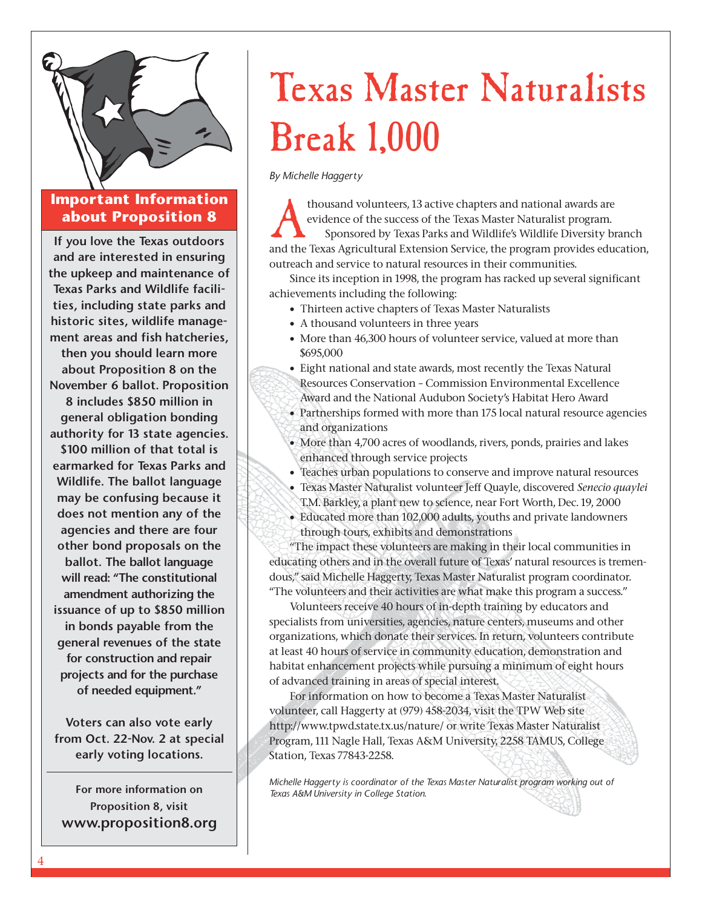# Texas Master Naturalists Break 1,000

*By Michelle Haggerty*

A thousand volunteers, 13 active chapters and national awards are evidence of the success of the Texas Master Naturalist program. Sponsored by Texas Parks and Wildlife's Wildlife Diversity branch and the Texas Agricultural Extension Service, the program provides education, outreach and service to natural resources in their communities.

Since its inception in 1998, the program has racked up several significant achievements including the following:

- Thirteen active chapters of Texas Master Naturalists
- A thousand volunteers in three years
- More than 46,300 hours of volunteer service, valued at more than $695,000
- Eight national and state awards, most recently the Texas Natural Resources Conservation – Commission Environmental Excellence Award and the National Audubon Society's Habitat Hero Award
- Partnerships formed with more than 175 local natural resource agencies and organizations
- More than 4,700 acres of woodlands, rivers, ponds, prairies and lakes enhanced through service projects
- Teaches urban populations to conserve and improve natural resources
- Texas Master Naturalist volunteer Jeff Quayle, discovered *Senecio quaylei* T.M. Barkley, a plant new to science, near Fort Worth, Dec. 19, 2000
- Educated more than 102,000 adults, youths and private landowners through tours, exhibits and demonstrations

"The impact these volunteers are making in their local communities in educating others and in the overall future of Texas' natural resources is tremendous," said Michelle Haggerty, Texas Master Naturalist program coordinator. "The volunteers and their activities are what make this program a success."

Volunteers receive 40 hours of in-depth training by educators and specialists from universities, agencies, nature centers, museums and other organizations, which donate their services. In return, volunteers contribute at least 40 hours of service in community education, demonstration and habitat enhancement projects while pursuing a minimum of eight hours of advanced training in areas of special interest.

For information on how to become a Texas Master Naturalist volunteer, call Haggerty at (979) 458-2034, visit the TPW Web site http://www.tpwd.state.tx.us/nature/ or write Texas Master Naturalist Program, 111 Nagle Hall, Texas A&M University, 2258 TAMUS, College Station, Texas 77843-2258.

*Michelle Haggerty is coordinator of the Texas Master Naturalist program working out of Texas A&M University in College Station.*

## Important Information about Proposition 8

**If you love the Texas outdoors and are interested in ensuring the upkeep and maintenance of Texas Parks and Wildlife facilities, including state parks and historic sites, wildlife management areas and fish hatcheries, then you should learn more about Proposition 8 on the November 6 ballot. Proposition 8 includes $850 million in general obligation bonding authority for 13 state agencies. $100 million of that total is earmarked for Texas Parks and Wildlife. The ballot language may be confusing because it does not mention any of the agencies and there are four other bond proposals on the ballot. The ballot language will read: "The constitutional amendment authorizing the issuance of up to $850 million in bonds payable from the general revenues of the state for construction and repair projects and for the purchase of needed equipment."**

**Voters can also vote early from Oct. 22-Nov. 2 at special early voting locations.**

**For more information on Proposition 8, visit www.proposition8.org**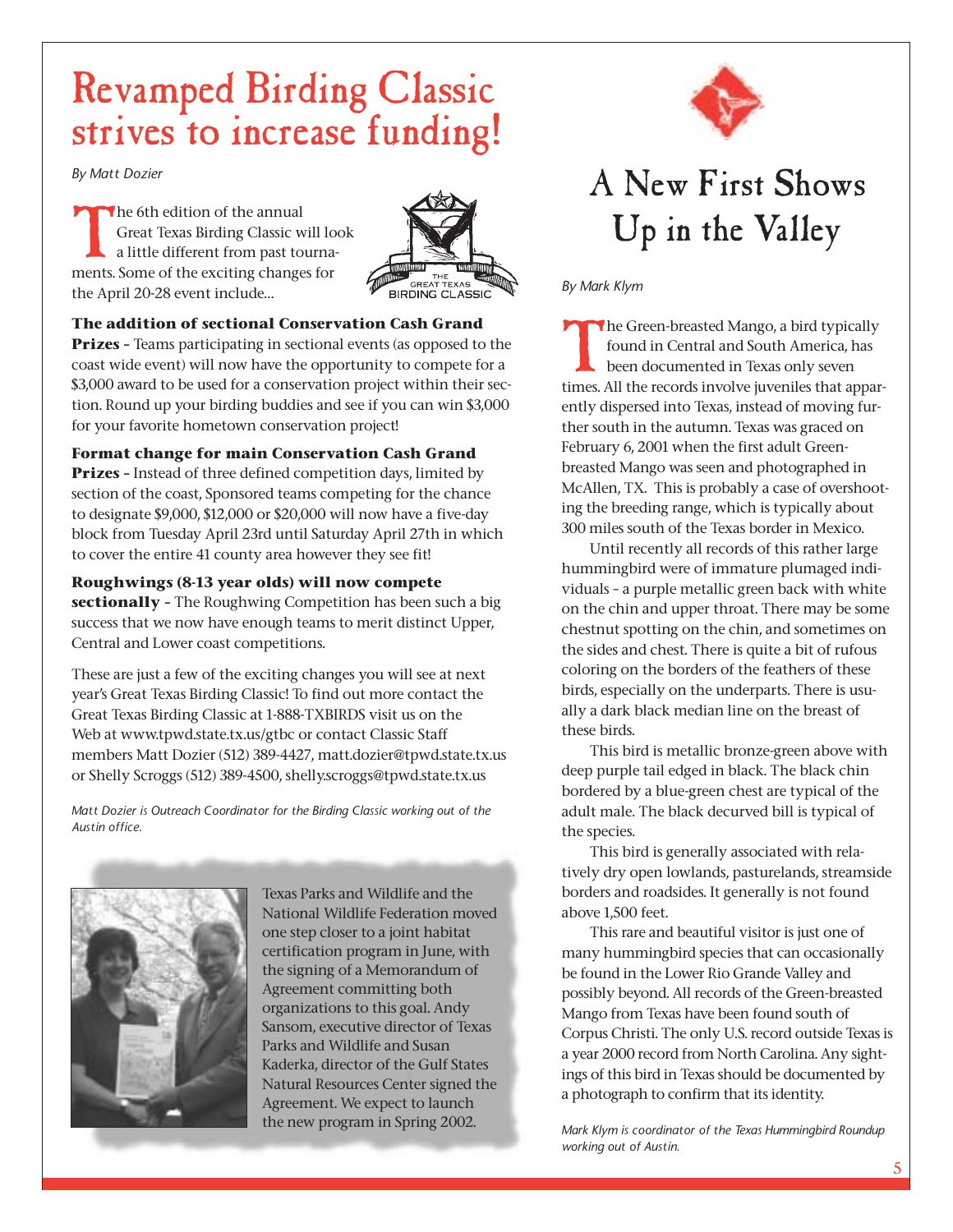# Revamped Birding Classic strives to increase funding!

*By Matt Dozier*

The 6th edition of the annual Great Texas Birding Classic will look a little different from past tournaments. Some of the exciting changes for the April 20-28 event include...

**The addition of sectional Conservation Cash Grand Prizes –** Teams participating in sectional events (as opposed to the coast wide event) will now have the opportunity to compete for a $3,000 award to be used for a conservation project within their section. Round up your birding buddies and see if you can win $3,000 for your favorite hometown conservation project!

**Format change for main Conservation Cash Grand Prizes –** Instead of three defined competition days, limited by section of the coast, Sponsored teams competing for the chance to designate $9,000, $12,000 or $20,000 will now have a five-day block from Tuesday April 23rd until Saturday April 27th in which to cover the entire 41 county area however they see fit!

**Roughwings (8-13 year olds) will now compete sectionally –** The Roughwing Competition has been such a big success that we now have enough teams to merit distinct Upper, Central and Lower coast competitions.

These are just a few of the exciting changes you will see at next year's Great Texas Birding Classic! To find out more contact the Great Texas Birding Classic at 1-888-TXBIRDS visit us on the Web at www.tpwd.state.tx.us/gtbc or contact Classic Staff members Matt Dozier (512) 389-4427, matt.dozier@tpwd.state.tx.us or Shelly Scroggs (512) 389-4500, shelly.scroggs@tpwd.state.tx.us

*Matt Dozier is Outreach Coordinator for the Birding Classic working out of the Austin office.*

Texas Parks and Wildlife and the National Wildlife Federation moved one step closer to a joint habitat certification program in June, with the signing of a Memorandum of Agreement committing both organizations to this goal. Andy Sansom, executive director of Texas Parks and Wildlife and Susan Kaderka, director of the Gulf States Natural Resources Center signed the Agreement. We expect to launch the new program in Spring 2002.

# A New First Shows Up in the Valley

*By Mark Klym*

The Green-breasted Mango, a bird typically found in Central and South America, has been documented in Texas only seven times. All the records involve juveniles that apparently dispersed into Texas, instead of moving further south in the autumn. Texas was graced on February 6, 2001 when the first adult Green-breasted Mango was seen and photographed in McAllen, TX. This is probably a case of overshooting the breeding range, which is typically about 300 miles south of the Texas border in Mexico.

Until recently all records of this rather large hummingbird were of immature plumaged individuals – a purple metallic green back with white on the chin and upper throat. There may be some chestnut spotting on the chin, and sometimes on the sides and chest. There is quite a bit of rufous coloring on the borders of the feathers of these birds, especially on the underparts. There is usually a dark black median line on the breast of these birds.

This bird is metallic bronze-green above with deep purple tail edged in black. The black chin bordered by a blue-green chest are typical of the adult male. The black decurved bill is typical of the species.

This bird is generally associated with relatively dry open lowlands, pasturelands, streamside borders and roadsides. It generally is not found above 1,500 feet.

This rare and beautiful visitor is just one of many hummingbird species that can occasionally be found in the Lower Rio Grande Valley and possibly beyond. All records of the Green-breasted Mango from Texas have been found south of Corpus Christi. The only U.S. record outside Texas is a year 2000 record from North Carolina. Any sightings of this bird in Texas should be documented by a photograph to confirm that its identity.

*Mark Klym is coordinator of the Texas Hummingbird Roundup working out of Austin.*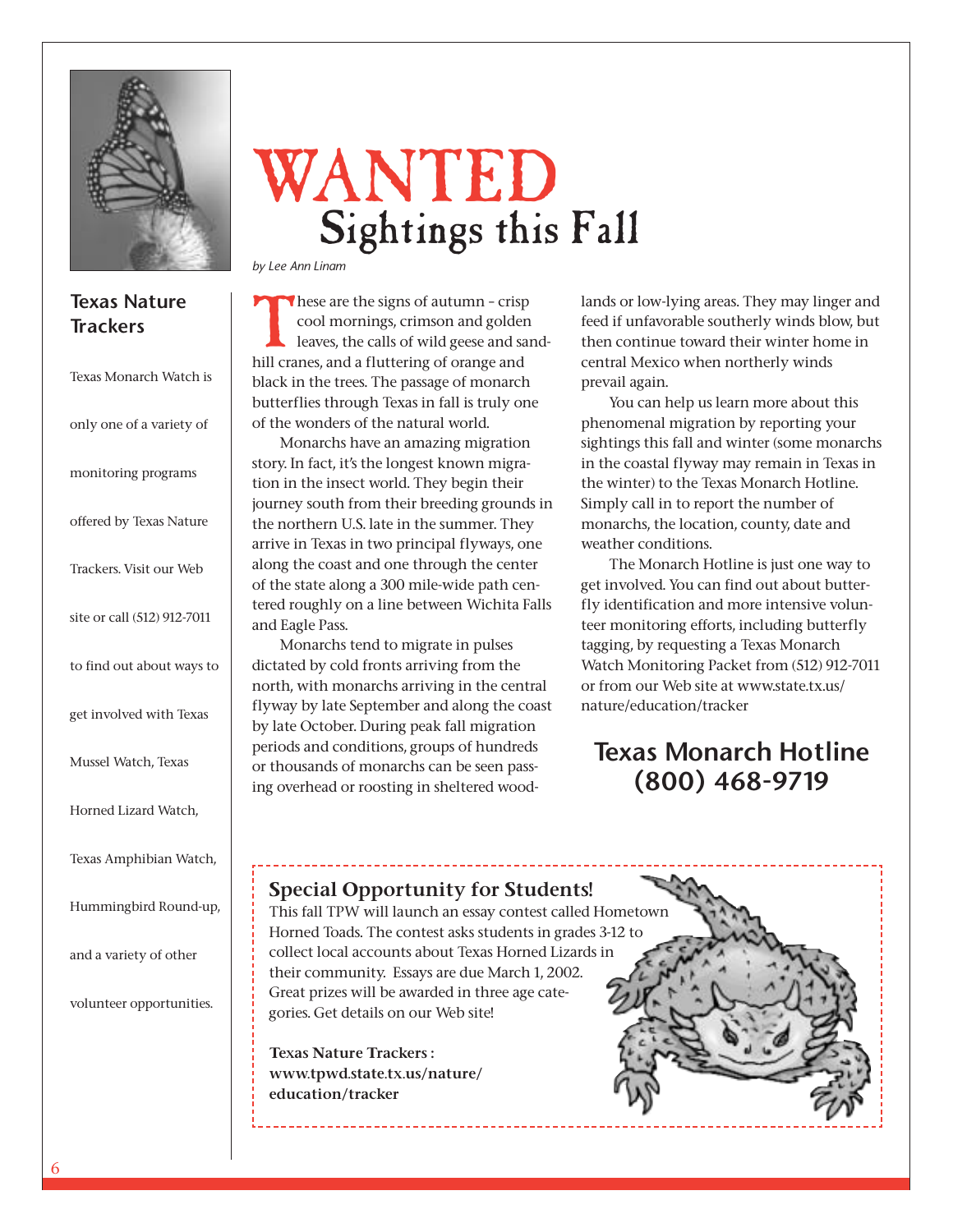# WANTED
## Sightings this Fall

*by Lee Ann Linam*

These are the signs of autumn - crisp cool mornings, crimson and golden leaves, the calls of wild geese and sandhill cranes, and a fluttering of orange and black in the trees. The passage of monarch butterflies through Texas in fall is truly one of the wonders of the natural world.

Monarchs have an amazing migration story. In fact, it's the longest known migration in the insect world. They begin their journey south from their breeding grounds in the northern U.S. late in the summer. They arrive in Texas in two principal flyways, one along the coast and one through the center of the state along a 300 mile-wide path centered roughly on a line between Wichita Falls and Eagle Pass.

Monarchs tend to migrate in pulses dictated by cold fronts arriving from the north, with monarchs arriving in the central flyway by late September and along the coast by late October. During peak fall migration periods and conditions, groups of hundreds or thousands of monarchs can be seen passing overhead or roosting in sheltered woodlands or low-lying areas. They may linger and feed if unfavorable southerly winds blow, but then continue toward their winter home in central Mexico when northerly winds prevail again.

You can help us learn more about this phenomenal migration by reporting your sightings this fall and winter (some monarchs in the coastal flyway may remain in Texas in the winter) to the Texas Monarch Hotline. Simply call in to report the number of monarchs, the location, county, date and weather conditions.

The Monarch Hotline is just one way to get involved. You can find out about butterfly identification and more intensive volunteer monitoring efforts, including butterfly tagging, by requesting a Texas Monarch Watch Monitoring Packet from (512) 912-7011 or from our Web site at www.state.tx.us/nature/education/tracker

## Texas Monarch Hotline (800) 468-9719

### Texas Nature Trackers

Texas Monarch Watch is only one of a variety of monitoring programs offered by Texas Nature Trackers. Visit our Web site or call (512) 912-7011 to find out about ways to get involved with Texas Mussel Watch, Texas Horned Lizard Watch, Texas Amphibian Watch, Hummingbird Round-up, and a variety of other volunteer opportunities.

### Special Opportunity for Students!

This fall TPW will launch an essay contest called Hometown Horned Toads. The contest asks students in grades 3-12 to collect local accounts about Texas Horned Lizards in their community. Essays are due March 1, 2002. Great prizes will be awarded in three age categories. Get details on our Web site!

**Texas Nature Trackers : www.tpwd.state.tx.us/nature/education/tracker**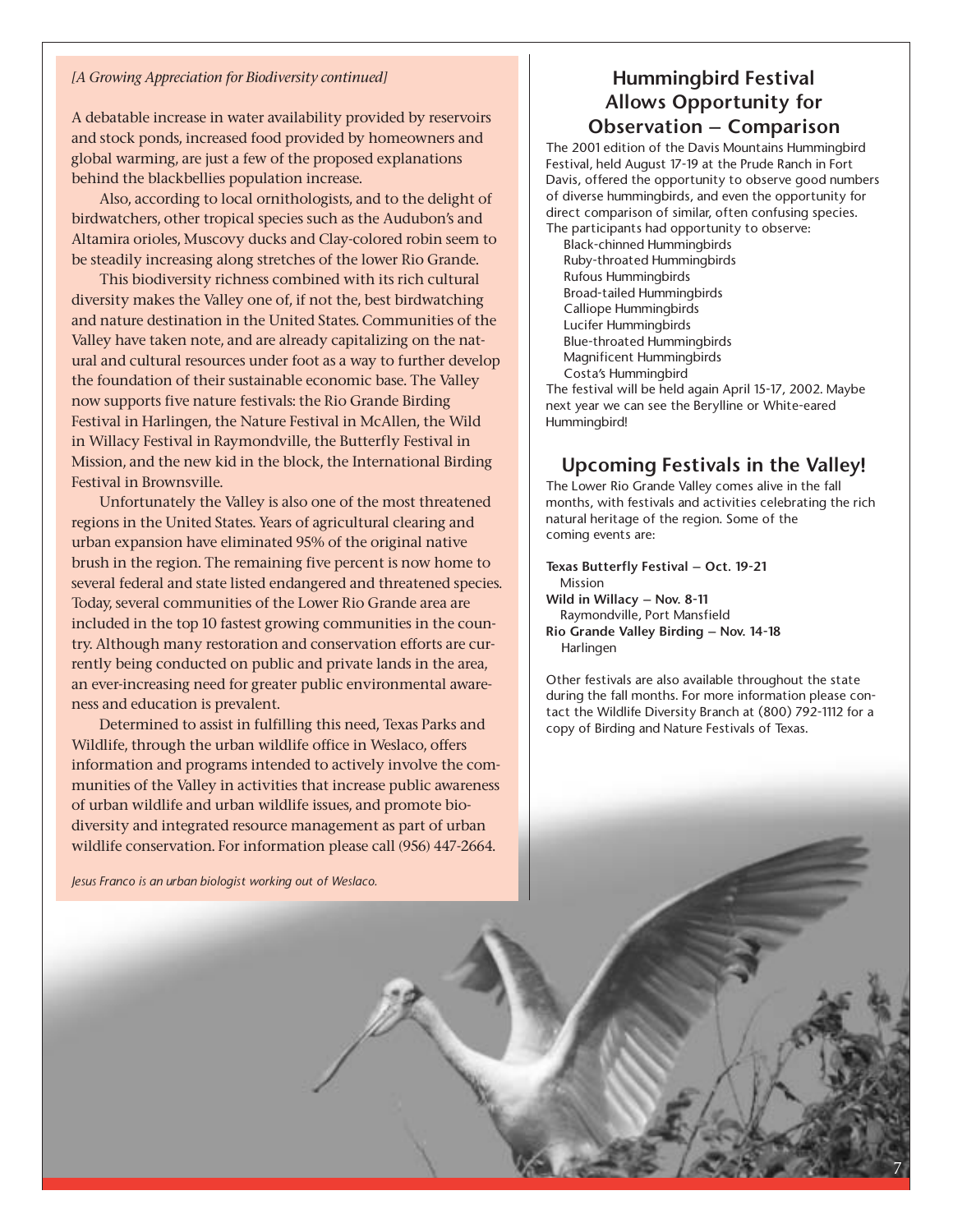*[A Growing Appreciation for Biodiversity continued]*

A debatable increase in water availability provided by reservoirs and stock ponds, increased food provided by homeowners and global warming, are just a few of the proposed explanations behind the blackbellies population increase.

Also, according to local ornithologists, and to the delight of birdwatchers, other tropical species such as the Audubon's and Altamira orioles, Muscovy ducks and Clay-colored robin seem to be steadily increasing along stretches of the lower Rio Grande.

This biodiversity richness combined with its rich cultural diversity makes the Valley one of, if not the, best birdwatching and nature destination in the United States. Communities of the Valley have taken note, and are already capitalizing on the natural and cultural resources under foot as a way to further develop the foundation of their sustainable economic base. The Valley now supports five nature festivals: the Rio Grande Birding Festival in Harlingen, the Nature Festival in McAllen, the Wild in Willacy Festival in Raymondville, the Butterfly Festival in Mission, and the new kid in the block, the International Birding Festival in Brownsville.

Unfortunately the Valley is also one of the most threatened regions in the United States. Years of agricultural clearing and urban expansion have eliminated 95% of the original native brush in the region. The remaining five percent is now home to several federal and state listed endangered and threatened species. Today, several communities of the Lower Rio Grande area are included in the top 10 fastest growing communities in the country. Although many restoration and conservation efforts are currently being conducted on public and private lands in the area, an ever-increasing need for greater public environmental awareness and education is prevalent.

Determined to assist in fulfilling this need, Texas Parks and Wildlife, through the urban wildlife office in Weslaco, offers information and programs intended to actively involve the communities of the Valley in activities that increase public awareness of urban wildlife and urban wildlife issues, and promote biodiversity and integrated resource management as part of urban wildlife conservation. For information please call (956) 447-2664.

*Jesus Franco is an urban biologist working out of Weslaco.*

## Hummingbird Festival Allows Opportunity for Observation – Comparison

The 2001 edition of the Davis Mountains Hummingbird Festival, held August 17-19 at the Prude Ranch in Fort Davis, offered the opportunity to observe good numbers of diverse hummingbirds, and even the opportunity for direct comparison of similar, often confusing species. The participants had opportunity to observe:

- Black-chinned Hummingbirds
- Ruby-throated Hummingbirds
- Rufous Hummingbirds
- Broad-tailed Hummingbirds
- Calliope Hummingbirds
- Lucifer Hummingbirds
- Blue-throated Hummingbirds
- Magnificent Hummingbirds
- Costa's Hummingbird

The festival will be held again April 15-17, 2002. Maybe next year we can see the Berylline or White-eared Hummingbird!

## Upcoming Festivals in the Valley!

The Lower Rio Grande Valley comes alive in the fall months, with festivals and activities celebrating the rich natural heritage of the region. Some of the coming events are:

**Texas Butterfly Festival – Oct. 19-21**
Mission
**Wild in Willacy – Nov. 8-11**
Raymondville, Port Mansfield
**Rio Grande Valley Birding – Nov. 14-18**
Harlingen

Other festivals are also available throughout the state during the fall months. For more information please contact the Wildlife Diversity Branch at (800) 792-1112 for a copy of Birding and Nature Festivals of Texas.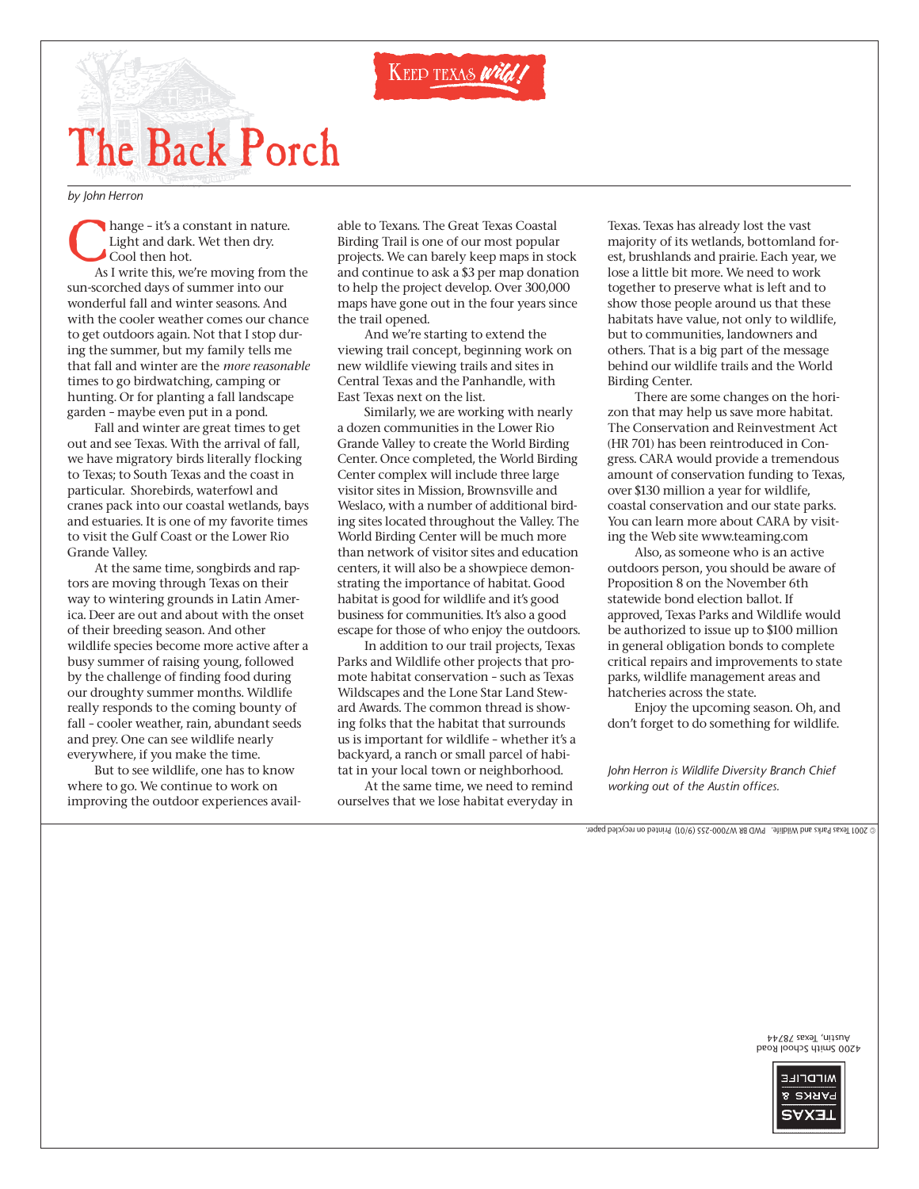KEEP TEXAS *Wild!*

# The Back Porch

*by John Herron*

Change - it's a constant in nature. Light and dark. Wet then dry. Cool then hot.

As I write this, we're moving from the sun-scorched days of summer into our wonderful fall and winter seasons. And with the cooler weather comes our chance to get outdoors again. Not that I stop during the summer, but my family tells me that fall and winter are the *more reasonable* times to go birdwatching, camping or hunting. Or for planting a fall landscape garden - maybe even put in a pond.

Fall and winter are great times to get out and see Texas. With the arrival of fall, we have migratory birds literally flocking to Texas; to South Texas and the coast in particular. Shorebirds, waterfowl and cranes pack into our coastal wetlands, bays and estuaries. It is one of my favorite times to visit the Gulf Coast or the Lower Rio Grande Valley.

At the same time, songbirds and raptors are moving through Texas on their way to wintering grounds in Latin America. Deer are out and about with the onset of their breeding season. And other wildlife species become more active after a busy summer of raising young, followed by the challenge of finding food during our droughty summer months. Wildlife really responds to the coming bounty of fall - cooler weather, rain, abundant seeds and prey. One can see wildlife nearly everywhere, if you make the time.

But to see wildlife, one has to know where to go. We continue to work on improving the outdoor experiences available to Texans. The Great Texas Coastal Birding Trail is one of our most popular projects. We can barely keep maps in stock and continue to ask a $3 per map donation to help the project develop. Over 300,000 maps have gone out in the four years since the trail opened.

And we're starting to extend the viewing trail concept, beginning work on new wildlife viewing trails and sites in Central Texas and the Panhandle, with East Texas next on the list.

Similarly, we are working with nearly a dozen communities in the Lower Rio Grande Valley to create the World Birding Center. Once completed, the World Birding Center complex will include three large visitor sites in Mission, Brownsville and Weslaco, with a number of additional birding sites located throughout the Valley. The World Birding Center will be much more than network of visitor sites and education centers, it will also be a showpiece demonstrating the importance of habitat. Good habitat is good for wildlife and it's good business for communities. It's also a good escape for those of who enjoy the outdoors.

In addition to our trail projects, Texas Parks and Wildlife other projects that promote habitat conservation - such as Texas Wildscapes and the Lone Star Land Steward Awards. The common thread is showing folks that the habitat that surrounds us is important for wildlife - whether it's a backyard, a ranch or small parcel of habitat in your local town or neighborhood.

At the same time, we need to remind ourselves that we lose habitat everyday in Texas. Texas has already lost the vast majority of its wetlands, bottomland forest, brushlands and prairie. Each year, we lose a little bit more. We need to work together to preserve what is left and to show those people around us that these habitats have value, not only to wildlife, but to communities, landowners and others. That is a big part of the message behind our wildlife trails and the World Birding Center.

There are some changes on the horizon that may help us save more habitat. The Conservation and Reinvestment Act (HR 701) has been reintroduced in Congress. CARA would provide a tremendous amount of conservation funding to Texas, over $130 million a year for wildlife, coastal conservation and our state parks. You can learn more about CARA by visiting the Web site www.teaming.com

Also, as someone who is an active outdoors person, you should be aware of Proposition 8 on the November 6th statewide bond election ballot. If approved, Texas Parks and Wildlife would be authorized to issue up to $100 million in general obligation bonds to complete critical repairs and improvements to state parks, wildlife management areas and hatcheries across the state.

Enjoy the upcoming season. Oh, and don't forget to do something for wildlife.

*John Herron is Wildlife Diversity Branch Chief working out of the Austin offices.*

© 2001 Texas Parks and Wildlife. PWD BR W7000-255 (9/01) Printed on recycled paper.

TEXAS PARKS & WILDLIFE

4200 Smith School Road
Austin, Texas 78744